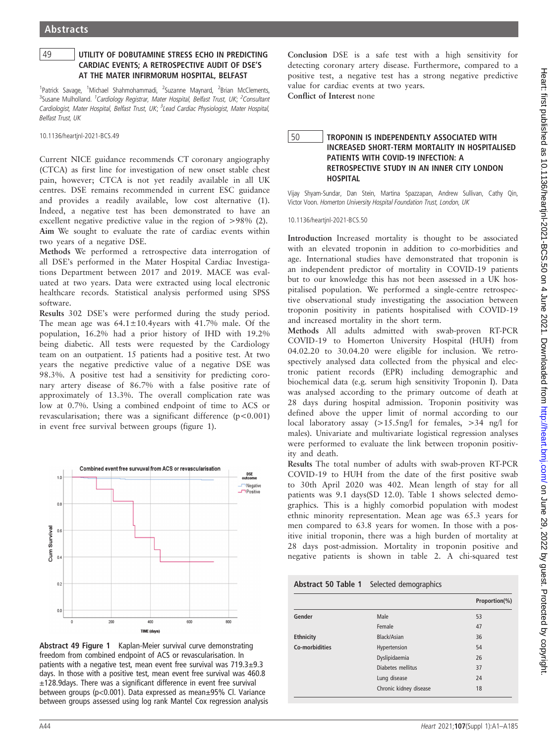## 49 UTILITY OF DOBUTAMINE STRESS ECHO IN PREDICTING CARDIAC EVENTS; A RETROSPECTIVE AUDIT OF DSE'S AT THE MATER INFIRMORUM HOSPITAL, BELFAST

[1]Patrick Savage, [1]Michael Shahmohammadi, [2]Suzanne Maynard, [2]Brian McClements, [3]Susane Mulholland. [1]*Cardiology Registrar, Mater Hospital, Belfast Trust, UK*; [2]*Consultant Cardiologist, Mater Hospital, Belfast Trust, UK*; [3]*Lead Cardiac Physiologist, Mater Hospital, Belfast Trust, UK*

10.1136/heartjnl-2021-BCS.49

Current NICE guidance recommends CT coronary angiography (CTCA) as first line for investigation of new onset stable chest pain, however; CTCA is not yet readily available in all UK centres. DSE remains recommended in current ESC guidance and provides a readily available, low cost alternative (1). Indeed, a negative test has been demonstrated to have an excellent negative predictive value in the region of >98% (2).

**Aim** We sought to evaluate the rate of cardiac events within two years of a negative DSE.

**Methods** We performed a retrospective data interrogation of all DSE's performed in the Mater Hospital Cardiac Investigations Department between 2017 and 2019. MACE was evaluated at two years. Data were extracted using local electronic healthcare records. Statistical analysis performed using SPSS software.

**Results** 302 DSE's were performed during the study period. The mean age was 64.1±10.4years with 41.7% male. Of the population, 16.2% had a prior history of IHD with 19.2% being diabetic. All tests were requested by the Cardiology team on an outpatient. 15 patients had a positive test. At two years the negative predictive value of a negative DSE was 98.3%. A positive test had a sensitivity for predicting coronary artery disease of 86.7% with a false positive rate of approximately of 13.3%. The overall complication rate was low at 0.7%. Using a combined endpoint of time to ACS or revascularisation; there was a significant difference (p<0.001) in event free survival between groups (figure 1).

**Abstract 49 Figure 1** Kaplan-Meier survival curve demonstrating freedom from combined endpoint of ACS or revascularisation. In patients with a negative test, mean event free survival was 719.3±9.3 days. In those with a positive test, mean event free survival was 460.8 ±128.9days. There was a significant difference in event free survival between groups (p<0.001). Data expressed as mean±95% CI. Variance between groups assessed using log rank Mantel Cox regression analysis

**Conclusion** DSE is a safe test with a high sensitivity for detecting coronary artery disease. Furthermore, compared to a positive test, a negative test has a strong negative predictive value for cardiac events at two years.

**Conflict of Interest** none

## 50 TROPONIN IS INDEPENDENTLY ASSOCIATED WITH INCREASED SHORT-TERM MORTALITY IN HOSPITALISED PATIENTS WITH COVID-19 INFECTION: A RETROSPECTIVE STUDY IN AN INNER CITY LONDON HOSPITAL

Vijay Shyam-Sundar, Dan Stein, Martina Spazzapan, Andrew Sullivan, Cathy Qin, Victor Voon. *Homerton University Hospital Foundation Trust, London, UK*

10.1136/heartjnl-2021-BCS.50

**Introduction** Increased mortality is thought to be associated with an elevated troponin in addition to co-morbidities and age. International studies have demonstrated that troponin is an independent predictor of mortality in COVID-19 patients but to our knowledge this has not been assessed in a UK hospitalised population. We performed a single-centre retrospective observational study investigating the association between troponin positivity in patients hospitalised with COVID-19 and increased mortality in the short term.

**Methods** All adults admitted with swab-proven RT-PCR COVID-19 to Homerton University Hospital (HUH) from 04.02.20 to 30.04.20 were eligible for inclusion. We retrospectively analysed data collected from the physical and electronic patient records (EPR) including demographic and biochemical data (e.g. serum high sensitivity Troponin I). Data was analysed according to the primary outcome of death at 28 days during hospital admission. Troponin positivity was defined above the upper limit of normal according to our local laboratory assay (>15.5ng/l for females, >34 ng/l for males). Univariate and multivariate logistical regression analyses were performed to evaluate the link between troponin positivity and death.

**Results** The total number of adults with swab-proven RT-PCR COVID-19 to HUH from the date of the first positive swab to 30th April 2020 was 402. Mean length of stay for all patients was 9.1 days(SD 12.0). Table 1 shows selected demographics. This is a highly comorbid population with modest ethnic minority representation. Mean age was 65.3 years for men compared to 63.8 years for women. In those with a positive initial troponin, there was a high burden of mortality at 28 days post-admission. Mortality in troponin positive and negative patients is shown in table 2. A chi-squared test

**Abstract 50 Table 1** Selected demographics

| | | Proportion(%) |
|---|---|---|
| Gender | Male | 53 |
| | Female | 47 |
| Ethnicity | Black/Asian | 36 |
| Co-morbidities | Hypertension | 54 |
| | Dyslipidaemia | 26 |
| | Diabetes mellitus | 37 |
| | Lung disease | 24 |
| | Chronic kidney disease | 18 |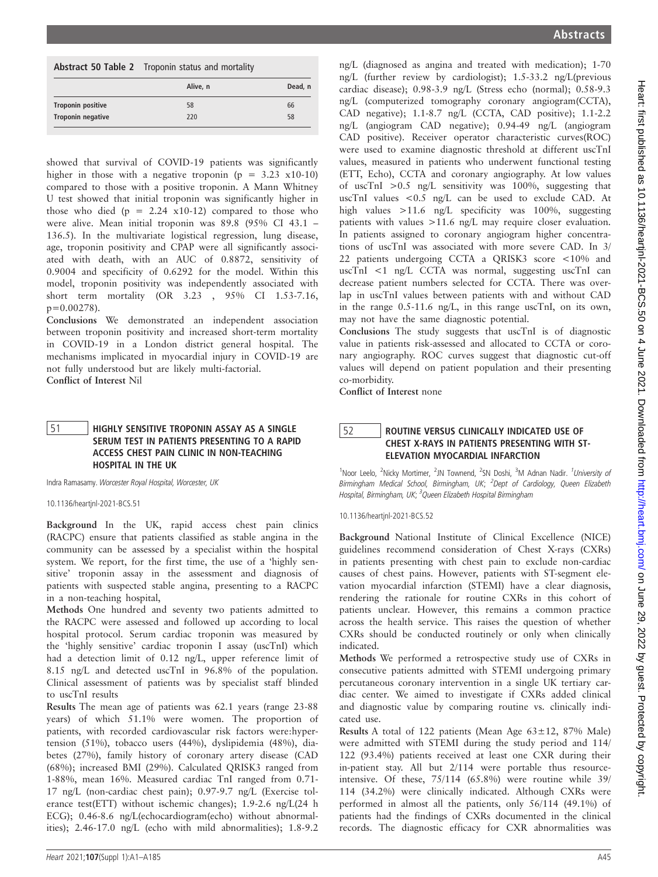**Abstract 50 Table 2** Troponin status and mortality

| | Alive, n | Dead, n |
|---|---|---|
| **Troponin positive** | 58 | 66 |
| **Troponin negative** | 220 | 58 |

showed that survival of COVID-19 patients was significantly higher in those with a negative troponin ($p = 3.23 \times 10^{-10}$) compared to those with a positive troponin. A Mann Whitney U test showed that initial troponin was significantly higher in those who died ($p = 2.24 \times 10^{-12}$) compared to those who were alive. Mean initial troponin was 89.8 (95% CI 43.1 – 136.5). In the multivariate logistical regression, lung disease, age, troponin positivity and CPAP were all significantly associated with death, with an AUC of 0.8872, sensitivity of 0.9004 and specificity of 0.6292 for the model. Within this model, troponin positivity was independently associated with short term mortality (OR 3.23 , 95% CI 1.53-7.16, p=0.00278).

**Conclusions** We demonstrated an independent association between troponin positivity and increased short-term mortality in COVID-19 in a London district general hospital. The mechanisms implicated in myocardial injury in COVID-19 are not fully understood but are likely multi-factorial.

**Conflict of Interest** Nil

## 51 HIGHLY SENSITIVE TROPONIN ASSAY AS A SINGLE SERUM TEST IN PATIENTS PRESENTING TO A RAPID ACCESS CHEST PAIN CLINIC IN NON-TEACHING HOSPITAL IN THE UK

Indra Ramasamy. *Worcester Royal Hospital, Worcester, UK*

10.1136/heartjnl-2021-BCS.51

**Background** In the UK, rapid access chest pain clinics (RACPC) ensure that patients classified as stable angina in the community can be assessed by a specialist within the hospital system. We report, for the first time, the use of a 'highly sensitive' troponin assay in the assessment and diagnosis of patients with suspected stable angina, presenting to a RACPC in a non-teaching hospital,

**Methods** One hundred and seventy two patients admitted to the RACPC were assessed and followed up according to local hospital protocol. Serum cardiac troponin was measured by the 'highly sensitive' cardiac troponin I assay (uscTnI) which had a detection limit of 0.12 ng/L, upper reference limit of 8.15 ng/L and detected uscTnI in 96.8% of the population. Clinical assessment of patients was by specialist staff blinded to uscTnI results

**Results** The mean age of patients was 62.1 years (range 23-88 years) of which 51.1% were women. The proportion of patients, with recorded cardiovascular risk factors were:hypertension (51%), tobacco users (44%), dyslipidemia (48%), diabetes (27%), family history of coronary artery disease (CAD (68%); increased BMI (29%). Calculated QRISK3 ranged from 1-88%, mean 16%. Measured cardiac TnI ranged from 0.71-17 ng/L (non-cardiac chest pain); 0.97-9.7 ng/L (Exercise tolerance test(ETT) without ischemic changes); 1.9-2.6 ng/L(24 h ECG); 0.46-8.6 ng/L(echocardiogram(echo) without abnormalities); 2.46-17.0 ng/L (echo with mild abnormalities); 1.8-9.2 ng/L (diagnosed as angina and treated with medication); 1-70 ng/L (further review by cardiologist); 1.5-33.2 ng/L(previous cardiac disease); 0.98-3.9 ng/L (Stress echo (normal); 0.58-9.3 ng/L (computerized tomography coronary angiogram(CCTA), CAD negative); 1.1-8.7 ng/L (CCTA, CAD positive); 1.1-2.2 ng/L (angiogram CAD negative); 0.94-49 ng/L (angiogram CAD positive). Receiver operator characteristic curves(ROC) were used to examine diagnostic threshold at different uscTnI values, measured in patients who underwent functional testing (ETT, Echo), CCTA and coronary angiography. At low values of uscTnI >0.5 ng/L sensitivity was 100%, suggesting that uscTnI values <0.5 ng/L can be used to exclude CAD. At high values >11.6 ng/L specificity was 100%, suggesting patients with values >11.6 ng/L may require closer evaluation. In patients assigned to coronary angiogram higher concentrations of uscTnI was associated with more severe CAD. In 3/22 patients undergoing CCTA a QRISK3 score <10% and uscTnI <1 ng/L CCTA was normal, suggesting uscTnI can decrease patient numbers selected for CCTA. There was overlap in uscTnI values between patients with and without CAD in the range 0.5-11.6 ng/L, in this range uscTnI, on its own, may not have the same diagnostic potential.

**Conclusions** The study suggests that uscTnI is of diagnostic value in patients risk-assessed and allocated to CCTA or coronary angiography. ROC curves suggest that diagnostic cut-off values will depend on patient population and their presenting co-morbidity.

**Conflict of Interest** none

## 52 ROUTINE VERSUS CLINICALLY INDICATED USE OF CHEST X-RAYS IN PATIENTS PRESENTING WITH ST-ELEVATION MYOCARDIAL INFARCTION

[1]Noor Leelo, [2]Nicky Mortimer, [2]JN Townend, [2]SN Doshi, [3]M Adnan Nadir. [1]*University of Birmingham Medical School, Birmingham, UK*; [2]*Dept of Cardiology, Queen Elizabeth Hospital, Birmingham, UK*; [3]*Queen Elizabeth Hospital Birmingham*

10.1136/heartjnl-2021-BCS.52

**Background** National Institute of Clinical Excellence (NICE) guidelines recommend consideration of Chest X-rays (CXRs) in patients presenting with chest pain to exclude non-cardiac causes of chest pains. However, patients with ST-segment elevation myocardial infarction (STEMI) have a clear diagnosis, rendering the rationale for routine CXRs in this cohort of patients unclear. However, this remains a common practice across the health service. This raises the question of whether CXRs should be conducted routinely or only when clinically indicated.

**Methods** We performed a retrospective study use of CXRs in consecutive patients admitted with STEMI undergoing primary percutaneous coronary intervention in a single UK tertiary cardiac center. We aimed to investigate if CXRs added clinical and diagnostic value by comparing routine vs. clinically indicated use.

**Results** A total of 122 patients (Mean Age 63±12, 87% Male) were admitted with STEMI during the study period and 114/122 (93.4%) patients received at least one CXR during their in-patient stay. All but 2/114 were portable thus resource-intensive. Of these, 75/114 (65.8%) were routine while 39/114 (34.2%) were clinically indicated. Although CXRs were performed in almost all the patients, only 56/114 (49.1%) of patients had the findings of CXRs documented in the clinical records. The diagnostic efficacy for CXR abnormalities was